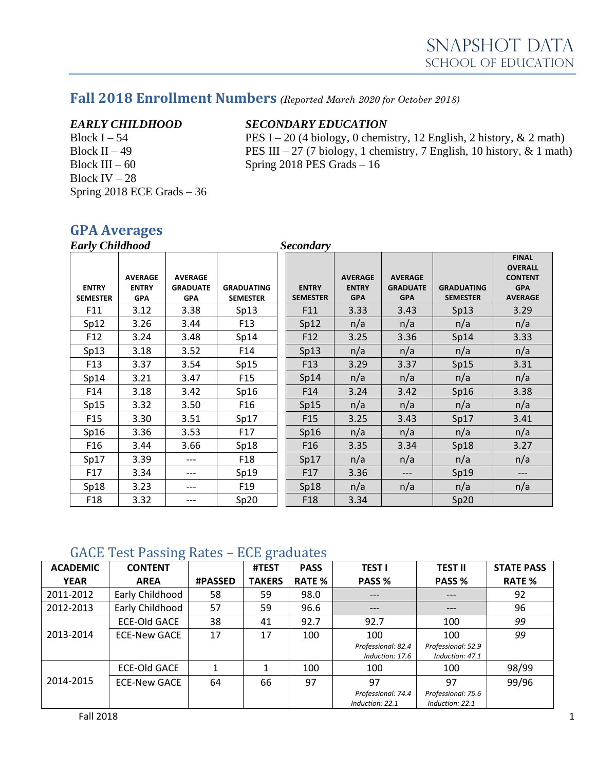# SNAPSHOT DATA
## SCHOOL OF EDUCATION

## Fall 2018 Enrollment Numbers *(Reported March 2020 for October 2018)*

***EARLY CHILDHOOD***

Block I – 54
Block II – 49
Block III – 60
Block IV – 28
Spring 2018 ECE Grads – 36

***SECONDARY EDUCATION***

PES I – 20 (4 biology, 0 chemistry, 12 English, 2 history, & 2 math)
PES III – 27 (7 biology, 1 chemistry, 7 English, 10 history, & 1 math)
Spring 2018 PES Grads – 16

## GPA Averages

***Early Childhood***

| ENTRY SEMESTER | AVERAGE ENTRY GPA | AVERAGE GRADUATE GPA | GRADUATING SEMESTER |
|---|---|---|---|
| F11 | 3.12 | 3.38 | Sp13 |
| Sp12 | 3.26 | 3.44 | F13 |
| F12 | 3.24 | 3.48 | Sp14 |
| Sp13 | 3.18 | 3.52 | F14 |
| F13 | 3.37 | 3.54 | Sp15 |
| Sp14 | 3.21 | 3.47 | F15 |
| F14 | 3.18 | 3.42 | Sp16 |
| Sp15 | 3.32 | 3.50 | F16 |
| F15 | 3.30 | 3.51 | Sp17 |
| Sp16 | 3.36 | 3.53 | F17 |
| F16 | 3.44 | 3.66 | Sp18 |
| Sp17 | 3.39 | --- | F18 |
| F17 | 3.34 | --- | Sp19 |
| Sp18 | 3.23 | --- | F19 |
| F18 | 3.32 | --- | Sp20 |

***Secondary***

| ENTRY SEMESTER | AVERAGE ENTRY GPA | AVERAGE GRADUATE GPA | GRADUATING SEMESTER | FINAL OVERALL CONTENT GPA AVERAGE |
|---|---|---|---|---|
| F11 | 3.33 | 3.43 | Sp13 | 3.29 |
| Sp12 | n/a | n/a | n/a | n/a |
| F12 | 3.25 | 3.36 | Sp14 | 3.33 |
| Sp13 | n/a | n/a | n/a | n/a |
| F13 | 3.29 | 3.37 | Sp15 | 3.31 |
| Sp14 | n/a | n/a | n/a | n/a |
| F14 | 3.24 | 3.42 | Sp16 | 3.38 |
| Sp15 | n/a | n/a | n/a | n/a |
| F15 | 3.25 | 3.43 | Sp17 | 3.41 |
| Sp16 | n/a | n/a | n/a | n/a |
| F16 | 3.35 | 3.34 | Sp18 | 3.27 |
| Sp17 | n/a | n/a | n/a | n/a |
| F17 | 3.36 | --- | Sp19 | --- |
| Sp18 | n/a | n/a | n/a | n/a |
| F18 | 3.34 | | Sp20 | |

## GACE Test Passing Rates – ECE graduates

| ACADEMIC YEAR | CONTENT AREA | #PASSED | #TEST TAKERS | PASS RATE % | TEST I PASS % | TEST II PASS % | STATE PASS RATE % |
|---|---|---|---|---|---|---|---|
| 2011-2012 | Early Childhood | 58 | 59 | 98.0 | --- | --- | 92 |
| 2012-2013 | Early Childhood | 57 | 59 | 96.6 | --- | --- | 96 |
| 2013-2014 | ECE-Old GACE | 38 | 41 | 92.7 | 92.7 | 100 | *99* |
| | ECE-New GACE | 17 | 17 | 100 | 100 *Professional: 82.4* *Induction: 17.6* | 100 *Professional: 52.9* *Induction: 47.1* | *99* |
| 2014-2015 | ECE-Old GACE | 1 | 1 | 100 | 100 | 100 | 98/99 |
| | ECE-New GACE | 64 | 66 | 97 | 97 *Professional: 74.4* *Induction: 22.1* | 97 *Professional: 75.6* *Induction: 22.1* | 99/96 |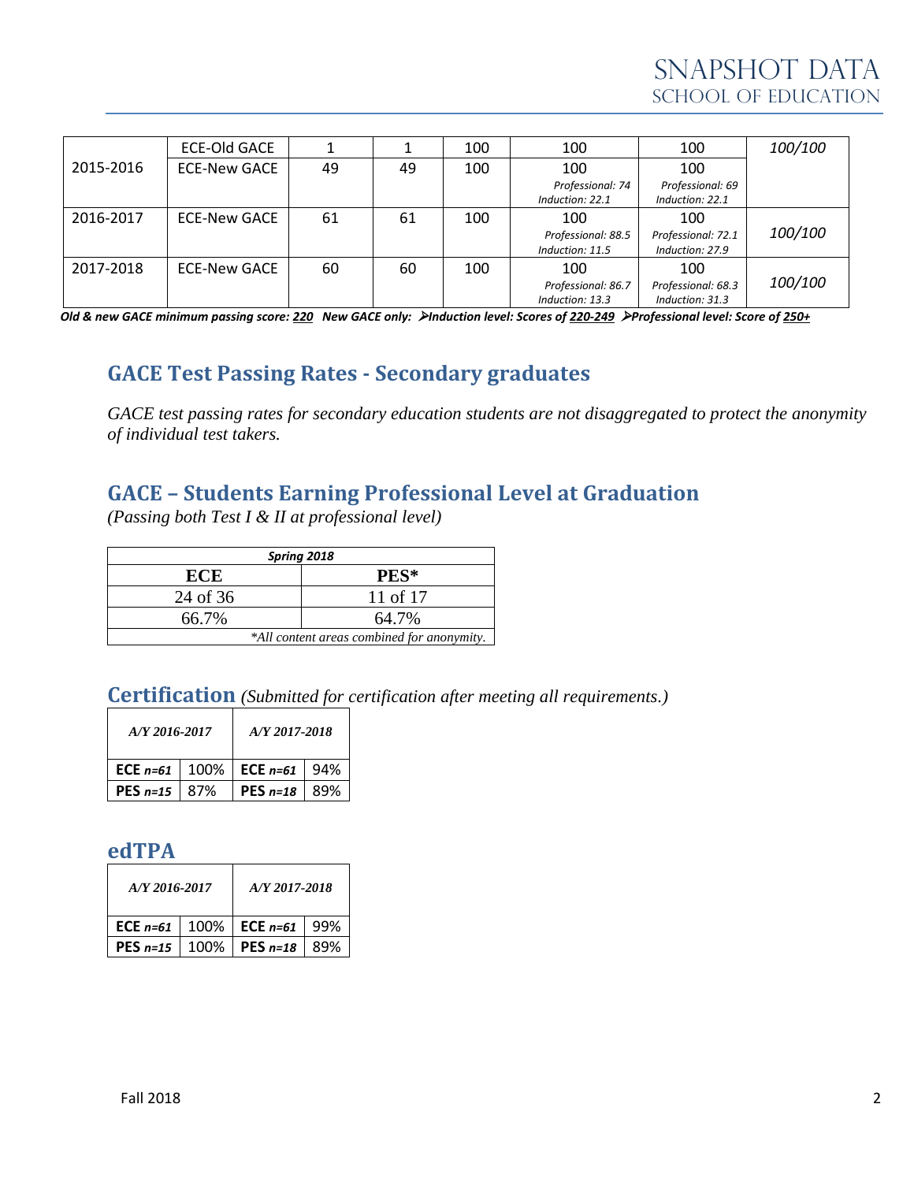| | | | | | | | |
|---|---|---|---|---|---|---|---|
| 2015-2016 | ECE-Old GACE | 1 | 1 | 100 | 100 | 100 | *100/100* |
| | ECE-New GACE | 49 | 49 | 100 | 100 *Professional: 74 Induction: 22.1* | 100 *Professional: 69 Induction: 22.1* | |
| 2016-2017 | ECE-New GACE | 61 | 61 | 100 | 100 *Professional: 88.5 Induction: 11.5* | 100 *Professional: 72.1 Induction: 27.9* | *100/100* |
| 2017-2018 | ECE-New GACE | 60 | 60 | 100 | 100 *Professional: 86.7 Induction: 13.3* | 100 *Professional: 68.3 Induction: 31.3* | *100/100* |

***Old & new GACE minimum passing score: 220 New GACE only: ➢Induction level: Scores of 220-249 ➢Professional level: Score of 250+***

## GACE Test Passing Rates - Secondary graduates

*GACE test passing rates for secondary education students are not disaggregated to protect the anonymity of individual test takers.*

## GACE – Students Earning Professional Level at Graduation

*(Passing both Test I & II at professional level)*

| ***Spring 2018*** | |
|---|---|
| **ECE** | **PES\*** |
| 24 of 36 | 11 of 17 |
| 66.7% | 64.7% |
| *\*All content areas combined for anonymity.* | |

## Certification *(Submitted for certification after meeting all requirements.)*

| *A/Y 2016-2017* | | *A/Y 2017-2018* | |
|---|---|---|---|
| **ECE** ***n=61*** | 100% | **ECE** ***n=61*** | 94% |
| **PES** ***n=15*** | 87% | **PES** ***n=18*** | 89% |

## edTPA

| *A/Y 2016-2017* | | *A/Y 2017-2018* | |
|---|---|---|---|
| **ECE** ***n=61*** | 100% | **ECE** ***n=61*** | 99% |
| **PES** ***n=15*** | 100% | **PES** ***n=18*** | 89% |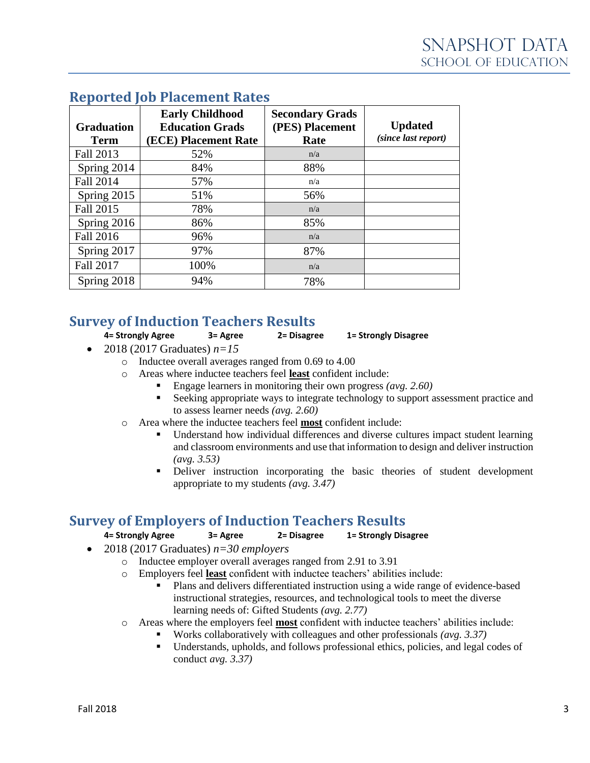## Reported Job Placement Rates

| Graduation Term | Early Childhood Education Grads (ECE) Placement Rate | Secondary Grads (PES) Placement Rate | Updated *(since last report)* |
|---|---|---|---|
| Fall 2013 | 52% | n/a | |
| Spring 2014 | 84% | 88% | |
| Fall 2014 | 57% | n/a | |
| Spring 2015 | 51% | 56% | |
| Fall 2015 | 78% | n/a | |
| Spring 2016 | 86% | 85% | |
| Fall 2016 | 96% | n/a | |
| Spring 2017 | 97% | 87% | |
| Fall 2017 | 100% | n/a | |
| Spring 2018 | 94% | 78% | |

## Survey of Induction Teachers Results

**4= Strongly Agree  3= Agree  2= Disagree  1= Strongly Disagree**

- 2018 (2017 Graduates) *n=15*
  - Inductee overall averages ranged from 0.69 to 4.00
  - Areas where inductee teachers feel **least** confident include:
    - Engage learners in monitoring their own progress *(avg. 2.60)*
    - Seeking appropriate ways to integrate technology to support assessment practice and to assess learner needs *(avg. 2.60)*
  - Area where the inductee teachers feel **most** confident include:
    - Understand how individual differences and diverse cultures impact student learning and classroom environments and use that information to design and deliver instruction *(avg. 3.53)*
    - Deliver instruction incorporating the basic theories of student development appropriate to my students *(avg. 3.47)*

## Survey of Employers of Induction Teachers Results

**4= Strongly Agree  3= Agree  2= Disagree  1= Strongly Disagree**

- 2018 (2017 Graduates) *n=30 employers*
  - Inductee employer overall averages ranged from 2.91 to 3.91
  - Employers feel **least** confident with inductee teachers' abilities include:
    - Plans and delivers differentiated instruction using a wide range of evidence-based instructional strategies, resources, and technological tools to meet the diverse learning needs of: Gifted Students *(avg. 2.77)*
  - Areas where the employers feel **most** confident with inductee teachers' abilities include:
    - Works collaboratively with colleagues and other professionals *(avg. 3.37)*
    - Understands, upholds, and follows professional ethics, policies, and legal codes of conduct *avg. 3.37)*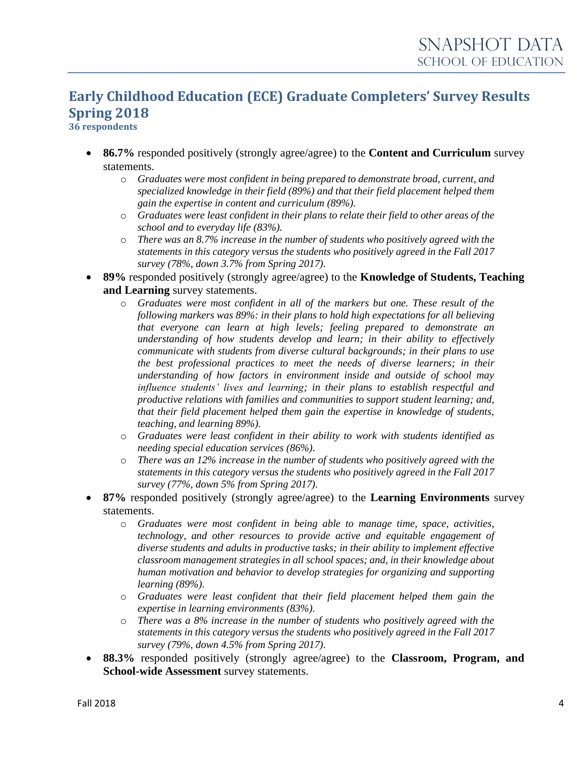## Early Childhood Education (ECE) Graduate Completers' Survey Results Spring 2018

**36 respondents**

- **86.7%** responded positively (strongly agree/agree) to the **Content and Curriculum** survey statements.
  - *Graduates were most confident in being prepared to demonstrate broad, current, and specialized knowledge in their field (89%) and that their field placement helped them gain the expertise in content and curriculum (89%).*
  - *Graduates were least confident in their plans to relate their field to other areas of the school and to everyday life (83%).*
  - *There was an 8.7% increase in the number of students who positively agreed with the statements in this category versus the students who positively agreed in the Fall 2017 survey (78%, down 3.7% from Spring 2017).*
- **89%** responded positively (strongly agree/agree) to the **Knowledge of Students, Teaching and Learning** survey statements.
  - *Graduates were most confident in all of the markers but one. These result of the following markers was 89%: in their plans to hold high expectations for all believing that everyone can learn at high levels; feeling prepared to demonstrate an understanding of how students develop and learn; in their ability to effectively communicate with students from diverse cultural backgrounds; in their plans to use the best professional practices to meet the needs of diverse learners; in their understanding of how factors in environment inside and outside of school may influence students' lives and learning; in their plans to establish respectful and productive relations with families and communities to support student learning; and, that their field placement helped them gain the expertise in knowledge of students, teaching, and learning 89%).*
  - *Graduates were least confident in their ability to work with students identified as needing special education services (86%).*
  - *There was an 12% increase in the number of students who positively agreed with the statements in this category versus the students who positively agreed in the Fall 2017 survey (77%, down 5% from Spring 2017).*
- **87%** responded positively (strongly agree/agree) to the **Learning Environments** survey statements.
  - *Graduates were most confident in being able to manage time, space, activities, technology, and other resources to provide active and equitable engagement of diverse students and adults in productive tasks; in their ability to implement effective classroom management strategies in all school spaces; and, in their knowledge about human motivation and behavior to develop strategies for organizing and supporting learning (89%).*
  - *Graduates were least confident that their field placement helped them gain the expertise in learning environments (83%).*
  - *There was a 8% increase in the number of students who positively agreed with the statements in this category versus the students who positively agreed in the Fall 2017 survey (79%, down 4.5% from Spring 2017).*
- **88.3%** responded positively (strongly agree/agree) to the **Classroom, Program, and School-wide Assessment** survey statements.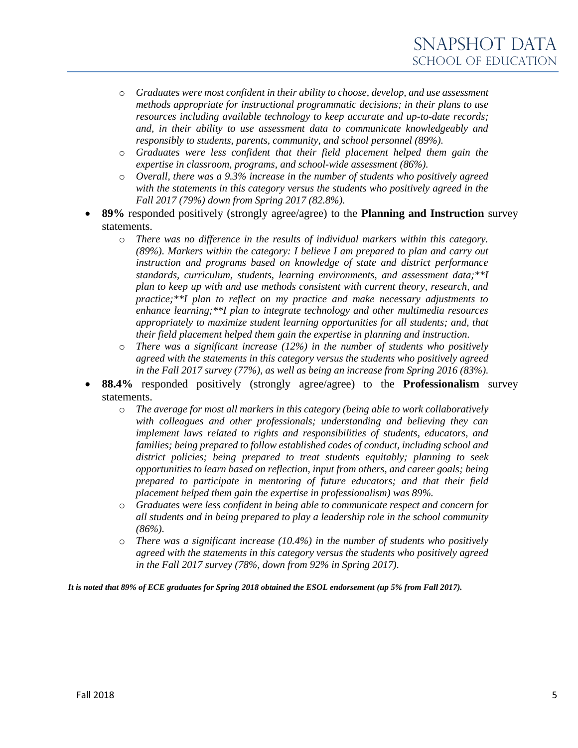- *Graduates were most confident in their ability to choose, develop, and use assessment methods appropriate for instructional programmatic decisions; in their plans to use resources including available technology to keep accurate and up-to-date records; and, in their ability to use assessment data to communicate knowledgeably and responsibly to students, parents, community, and school personnel (89%).*
    - *Graduates were less confident that their field placement helped them gain the expertise in classroom, programs, and school-wide assessment (86%).*
    - *Overall, there was a 9.3% increase in the number of students who positively agreed with the statements in this category versus the students who positively agreed in the Fall 2017 (79%) down from Spring 2017 (82.8%).*
- **89%** responded positively (strongly agree/agree) to the **Planning and Instruction** survey statements.
    - *There was no difference in the results of individual markers within this category. (89%). Markers within the category: I believe I am prepared to plan and carry out instruction and programs based on knowledge of state and district performance standards, curriculum, students, learning environments, and assessment data;**I plan to keep up with and use methods consistent with current theory, research, and practice;**I plan to reflect on my practice and make necessary adjustments to enhance learning;**I plan to integrate technology and other multimedia resources appropriately to maximize student learning opportunities for all students; and, that their field placement helped them gain the expertise in planning and instruction.*
    - *There was a significant increase (12%) in the number of students who positively agreed with the statements in this category versus the students who positively agreed in the Fall 2017 survey (77%), as well as being an increase from Spring 2016 (83%).*
- **88.4%** responded positively (strongly agree/agree) to the **Professionalism** survey statements.
    - *The average for most all markers in this category (being able to work collaboratively with colleagues and other professionals; understanding and believing they can implement laws related to rights and responsibilities of students, educators, and families; being prepared to follow established codes of conduct, including school and district policies; being prepared to treat students equitably; planning to seek opportunities to learn based on reflection, input from others, and career goals; being prepared to participate in mentoring of future educators; and that their field placement helped them gain the expertise in professionalism) was 89%.*
    - *Graduates were less confident in being able to communicate respect and concern for all students and in being prepared to play a leadership role in the school community (86%).*
    - *There was a significant increase (10.4%) in the number of students who positively agreed with the statements in this category versus the students who positively agreed in the Fall 2017 survey (78%, down from 92% in Spring 2017).*

***It is noted that 89% of ECE graduates for Spring 2018 obtained the ESOL endorsement (up 5% from Fall 2017).***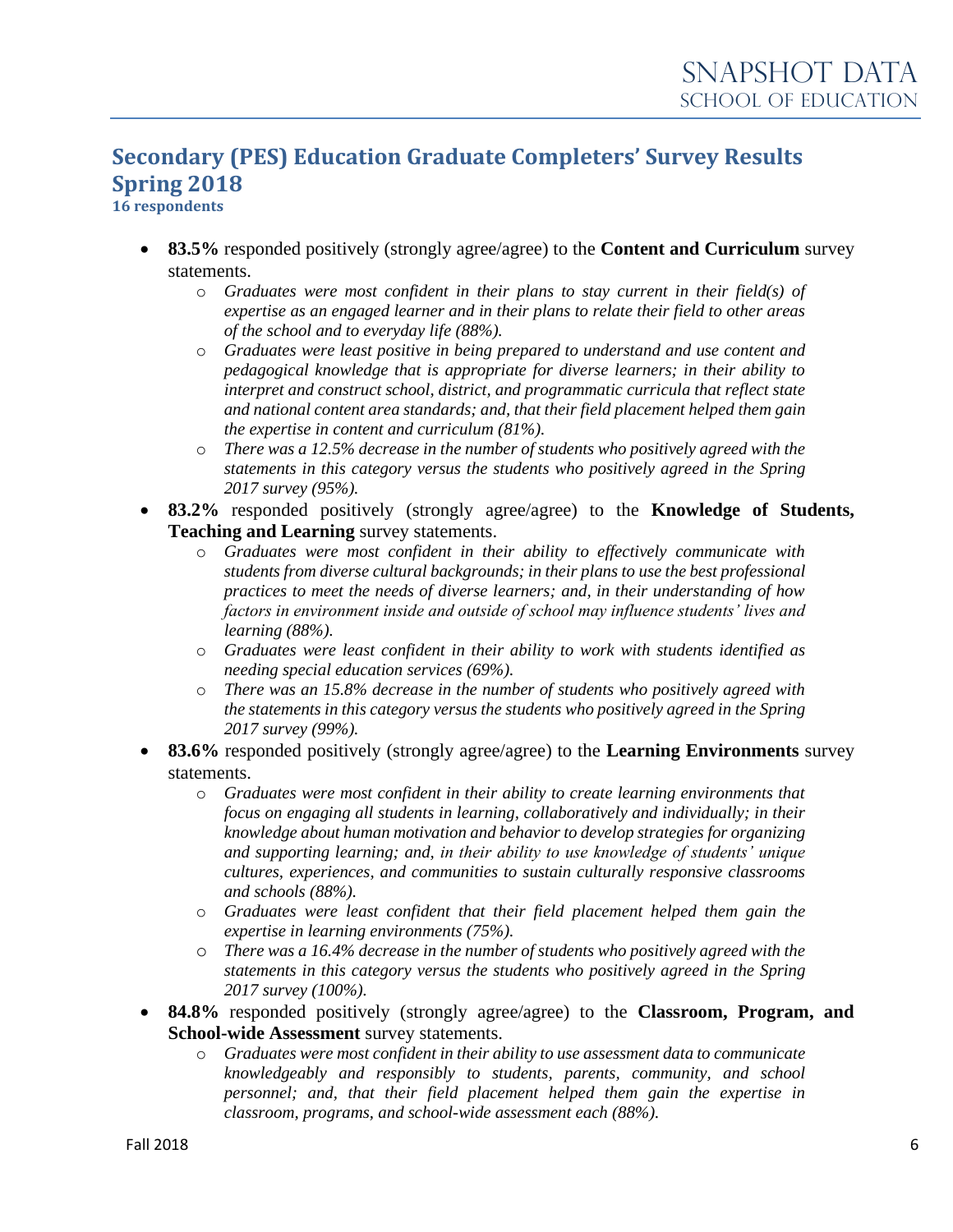## Secondary (PES) Education Graduate Completers' Survey Results Spring 2018

**16 respondents**

- **83.5%** responded positively (strongly agree/agree) to the **Content and Curriculum** survey statements.
  - *Graduates were most confident in their plans to stay current in their field(s) of expertise as an engaged learner and in their plans to relate their field to other areas of the school and to everyday life (88%).*
  - *Graduates were least positive in being prepared to understand and use content and pedagogical knowledge that is appropriate for diverse learners; in their ability to interpret and construct school, district, and programmatic curricula that reflect state and national content area standards; and, that their field placement helped them gain the expertise in content and curriculum (81%).*
  - *There was a 12.5% decrease in the number of students who positively agreed with the statements in this category versus the students who positively agreed in the Spring 2017 survey (95%).*
- **83.2%** responded positively (strongly agree/agree) to the **Knowledge of Students, Teaching and Learning** survey statements.
  - *Graduates were most confident in their ability to effectively communicate with students from diverse cultural backgrounds; in their plans to use the best professional practices to meet the needs of diverse learners; and, in their understanding of how factors in environment inside and outside of school may influence students' lives and learning (88%).*
  - *Graduates were least confident in their ability to work with students identified as needing special education services (69%).*
  - *There was an 15.8% decrease in the number of students who positively agreed with the statements in this category versus the students who positively agreed in the Spring 2017 survey (99%).*
- **83.6%** responded positively (strongly agree/agree) to the **Learning Environments** survey statements.
  - *Graduates were most confident in their ability to create learning environments that focus on engaging all students in learning, collaboratively and individually; in their knowledge about human motivation and behavior to develop strategies for organizing and supporting learning; and, in their ability to use knowledge of students' unique cultures, experiences, and communities to sustain culturally responsive classrooms and schools (88%).*
  - *Graduates were least confident that their field placement helped them gain the expertise in learning environments (75%).*
  - *There was a 16.4% decrease in the number of students who positively agreed with the statements in this category versus the students who positively agreed in the Spring 2017 survey (100%).*
- **84.8%** responded positively (strongly agree/agree) to the **Classroom, Program, and School-wide Assessment** survey statements.
  - *Graduates were most confident in their ability to use assessment data to communicate knowledgeably and responsibly to students, parents, community, and school personnel; and, that their field placement helped them gain the expertise in classroom, programs, and school-wide assessment each (88%).*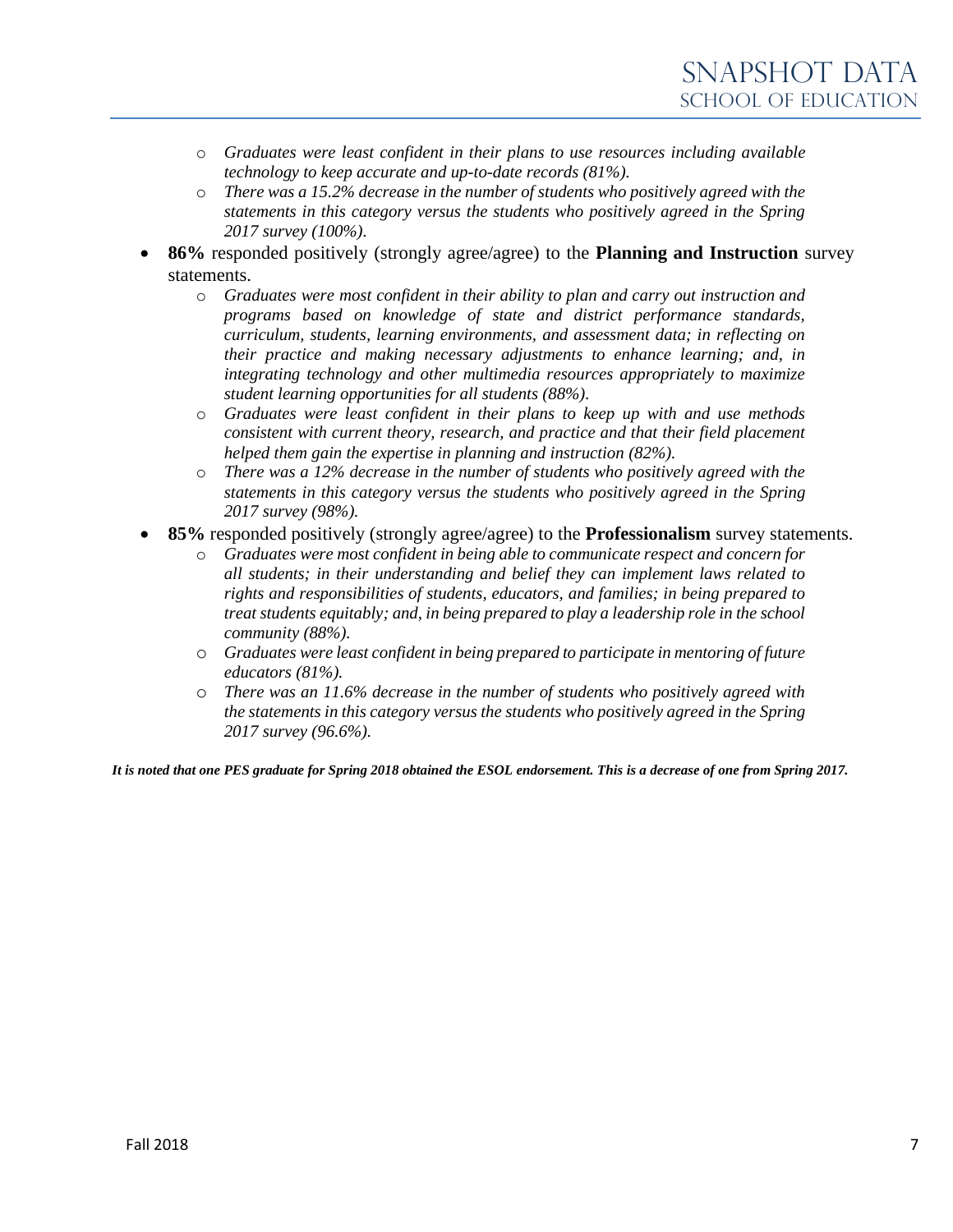- *Graduates were least confident in their plans to use resources including available technology to keep accurate and up-to-date records (81%).*
  - *There was a 15.2% decrease in the number of students who positively agreed with the statements in this category versus the students who positively agreed in the Spring 2017 survey (100%).*
- **86%** responded positively (strongly agree/agree) to the **Planning and Instruction** survey statements.
  - *Graduates were most confident in their ability to plan and carry out instruction and programs based on knowledge of state and district performance standards, curriculum, students, learning environments, and assessment data; in reflecting on their practice and making necessary adjustments to enhance learning; and, in integrating technology and other multimedia resources appropriately to maximize student learning opportunities for all students (88%).*
  - *Graduates were least confident in their plans to keep up with and use methods consistent with current theory, research, and practice and that their field placement helped them gain the expertise in planning and instruction (82%).*
  - *There was a 12% decrease in the number of students who positively agreed with the statements in this category versus the students who positively agreed in the Spring 2017 survey (98%).*
- **85%** responded positively (strongly agree/agree) to the **Professionalism** survey statements.
  - *Graduates were most confident in being able to communicate respect and concern for all students; in their understanding and belief they can implement laws related to rights and responsibilities of students, educators, and families; in being prepared to treat students equitably; and, in being prepared to play a leadership role in the school community (88%).*
  - *Graduates were least confident in being prepared to participate in mentoring of future educators (81%).*
  - *There was an 11.6% decrease in the number of students who positively agreed with the statements in this category versus the students who positively agreed in the Spring 2017 survey (96.6%).*

***It is noted that one PES graduate for Spring 2018 obtained the ESOL endorsement. This is a decrease of one from Spring 2017.***